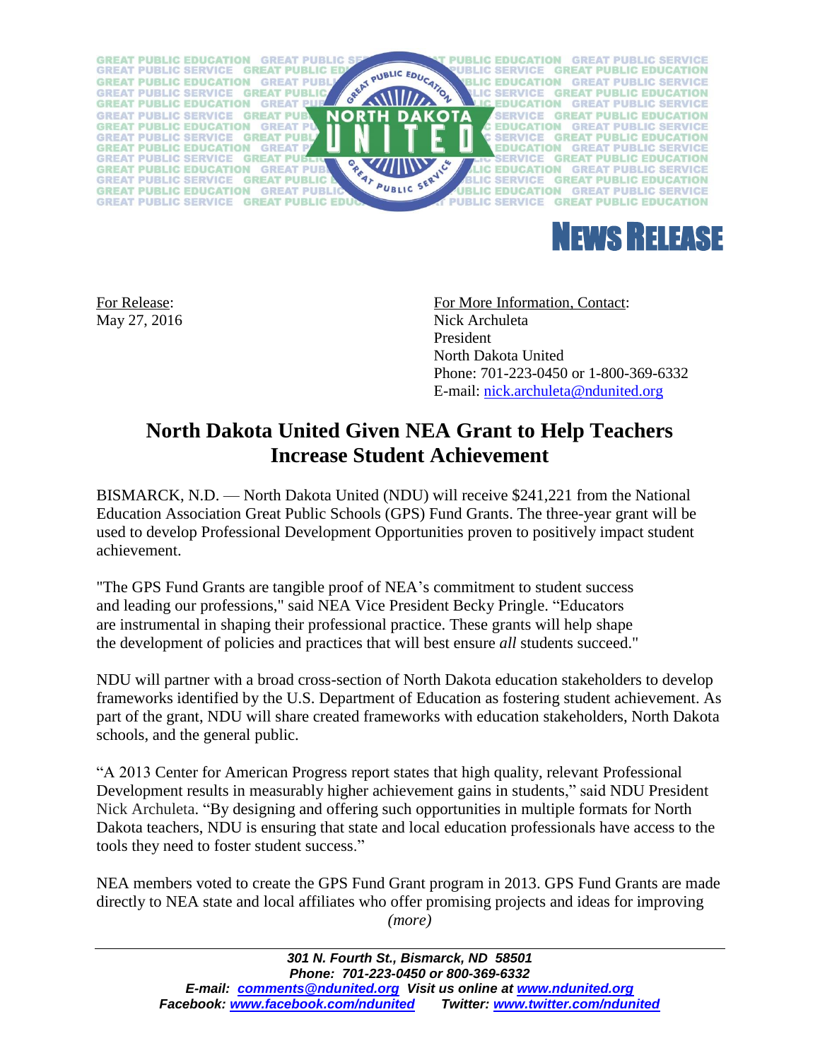# NEWS RELEASE

For Release:
May 27, 2016

For More Information, Contact:
Nick Archuleta
President
North Dakota United
Phone: 701-223-0450 or 1-800-369-6332
E-mail: nick.archuleta@ndunited.org

## North Dakota United Given NEA Grant to Help Teachers Increase Student Achievement

BISMARCK, N.D. — North Dakota United (NDU) will receive $241,221 from the National Education Association Great Public Schools (GPS) Fund Grants. The three-year grant will be used to develop Professional Development Opportunities proven to positively impact student achievement.

"The GPS Fund Grants are tangible proof of NEA's commitment to student success and leading our professions," said NEA Vice President Becky Pringle. "Educators are instrumental in shaping their professional practice. These grants will help shape the development of policies and practices that will best ensure *all* students succeed."

NDU will partner with a broad cross-section of North Dakota education stakeholders to develop frameworks identified by the U.S. Department of Education as fostering student achievement. As part of the grant, NDU will share created frameworks with education stakeholders, North Dakota schools, and the general public.

"A 2013 Center for American Progress report states that high quality, relevant Professional Development results in measurably higher achievement gains in students," said NDU President Nick Archuleta. "By designing and offering such opportunities in multiple formats for North Dakota teachers, NDU is ensuring that state and local education professionals have access to the tools they need to foster student success."

NEA members voted to create the GPS Fund Grant program in 2013. GPS Fund Grants are made directly to NEA state and local affiliates who offer promising projects and ideas for improving

*(more)*

***301 N. Fourth St., Bismarck, ND 58501***
***Phone: 701-223-0450 or 800-369-6332***
***E-mail: comments@ndunited.org Visit us online at www.ndunited.org***
***Facebook: www.facebook.com/ndunited Twitter: www.twitter.com/ndunited***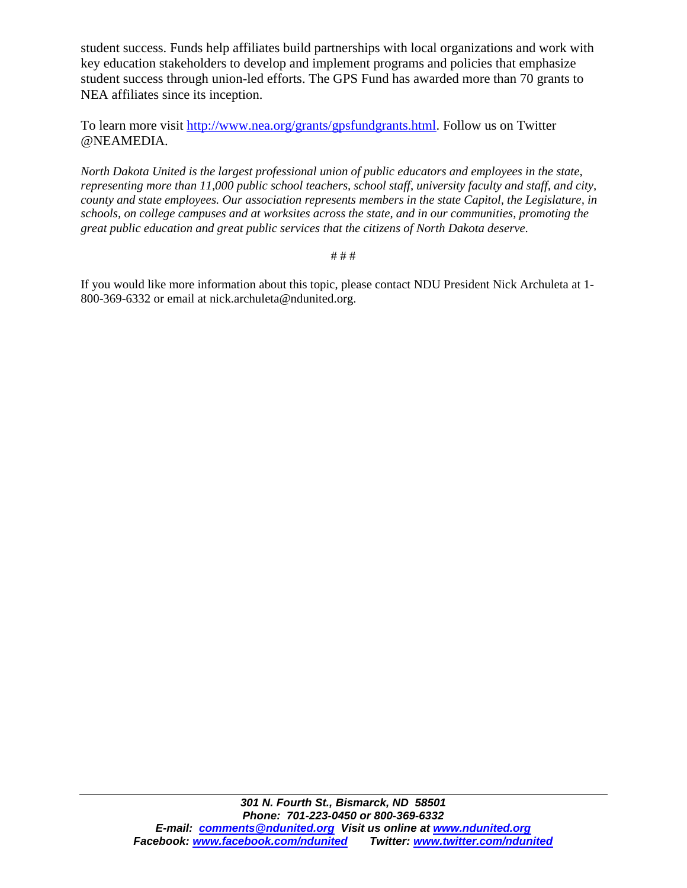student success. Funds help affiliates build partnerships with local organizations and work with key education stakeholders to develop and implement programs and policies that emphasize student success through union-led efforts. The GPS Fund has awarded more than 70 grants to NEA affiliates since its inception.

To learn more visit http://www.nea.org/grants/gpsfundgrants.html. Follow us on Twitter @NEAMEDIA.

*North Dakota United is the largest professional union of public educators and employees in the state, representing more than 11,000 public school teachers, school staff, university faculty and staff, and city, county and state employees. Our association represents members in the state Capitol, the Legislature, in schools, on college campuses and at worksites across the state, and in our communities, promoting the great public education and great public services that the citizens of North Dakota deserve.*

# # #

If you would like more information about this topic, please contact NDU President Nick Archuleta at 1-800-369-6332 or email at nick.archuleta@ndunited.org.

***301 N. Fourth St., Bismarck, ND 58501***
***Phone: 701-223-0450 or 800-369-6332***
***E-mail: comments@ndunited.org Visit us online at www.ndunited.org***
***Facebook: www.facebook.com/ndunited Twitter: www.twitter.com/ndunited***